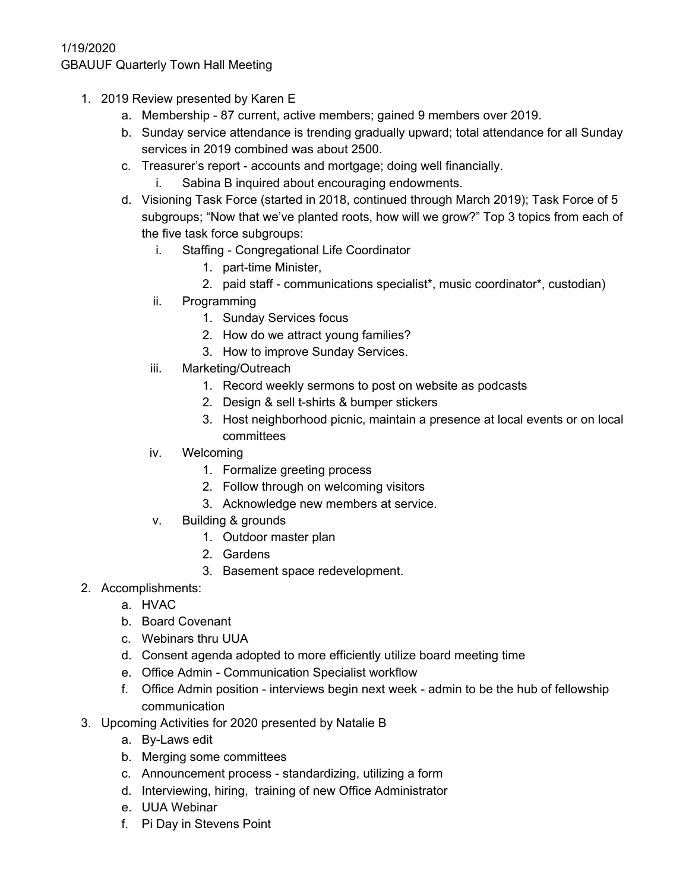1/19/2020

GBAUUF Quarterly Town Hall Meeting

1. 2019 Review presented by Karen E
    a. Membership - 87 current, active members; gained 9 members over 2019.
    b. Sunday service attendance is trending gradually upward; total attendance for all Sunday services in 2019 combined was about 2500.
    c. Treasurer's report - accounts and mortgage; doing well financially.
        i. Sabina B inquired about encouraging endowments.
    d. Visioning Task Force (started in 2018, continued through March 2019); Task Force of 5 subgroups; "Now that we've planted roots, how will we grow?" Top 3 topics from each of the five task force subgroups:
        i. Staffing - Congregational Life Coordinator
            1. part-time Minister,
            2. paid staff - communications specialist*, music coordinator*, custodian)
        ii. Programming
            1. Sunday Services focus
            2. How do we attract young families?
            3. How to improve Sunday Services.
        iii. Marketing/Outreach
            1. Record weekly sermons to post on website as podcasts
            2. Design & sell t-shirts & bumper stickers
            3. Host neighborhood picnic, maintain a presence at local events or on local committees
        iv. Welcoming
            1. Formalize greeting process
            2. Follow through on welcoming visitors
            3. Acknowledge new members at service.
        v. Building & grounds
            1. Outdoor master plan
            2. Gardens
            3. Basement space redevelopment.
2. Accomplishments:
    a. HVAC
    b. Board Covenant
    c. Webinars thru UUA
    d. Consent agenda adopted to more efficiently utilize board meeting time
    e. Office Admin - Communication Specialist workflow
    f. Office Admin position - interviews begin next week - admin to be the hub of fellowship communication
3. Upcoming Activities for 2020 presented by Natalie B
    a. By-Laws edit
    b. Merging some committees
    c. Announcement process - standardizing, utilizing a form
    d. Interviewing, hiring, training of new Office Administrator
    e. UUA Webinar
    f. Pi Day in Stevens Point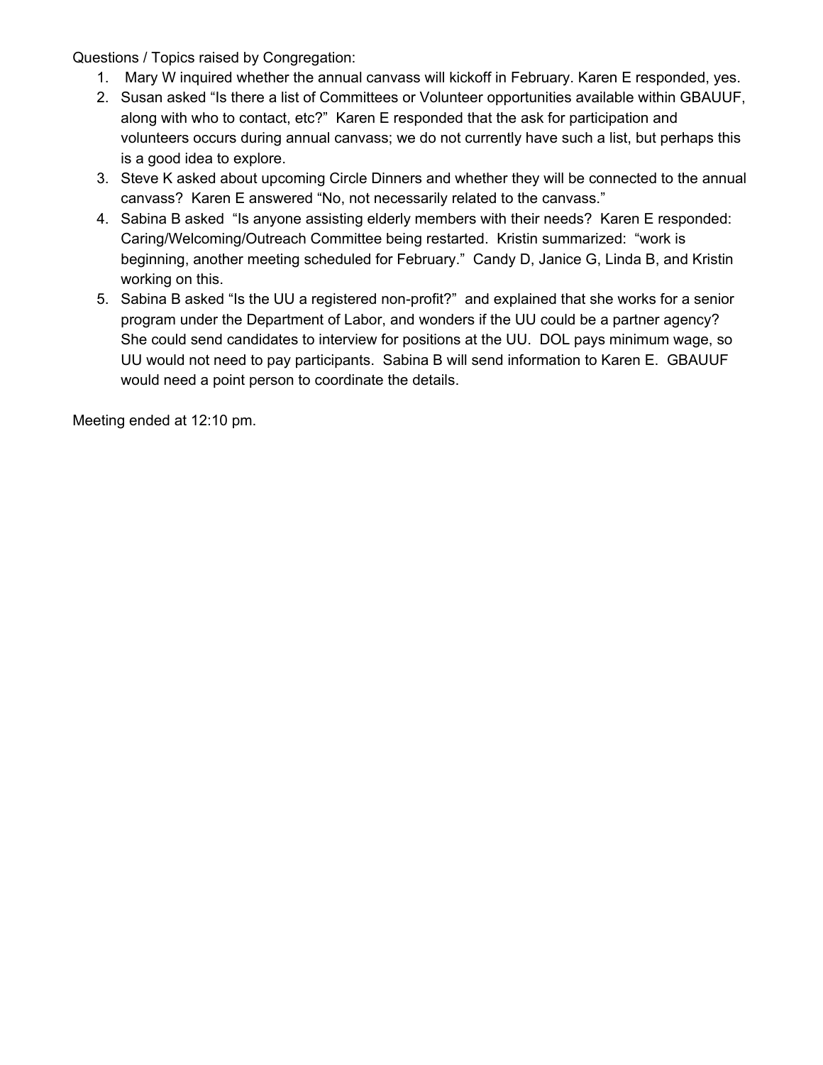Questions / Topics raised by Congregation:

1. Mary W inquired whether the annual canvass will kickoff in February. Karen E responded, yes.
2. Susan asked "Is there a list of Committees or Volunteer opportunities available within GBAUUF, along with who to contact, etc?" Karen E responded that the ask for participation and volunteers occurs during annual canvass; we do not currently have such a list, but perhaps this is a good idea to explore.
3. Steve K asked about upcoming Circle Dinners and whether they will be connected to the annual canvass? Karen E answered "No, not necessarily related to the canvass."
4. Sabina B asked "Is anyone assisting elderly members with their needs? Karen E responded: Caring/Welcoming/Outreach Committee being restarted. Kristin summarized: "work is beginning, another meeting scheduled for February." Candy D, Janice G, Linda B, and Kristin working on this.
5. Sabina B asked "Is the UU a registered non-profit?" and explained that she works for a senior program under the Department of Labor, and wonders if the UU could be a partner agency? She could send candidates to interview for positions at the UU. DOL pays minimum wage, so UU would not need to pay participants. Sabina B will send information to Karen E. GBAUUF would need a point person to coordinate the details.

Meeting ended at 12:10 pm.